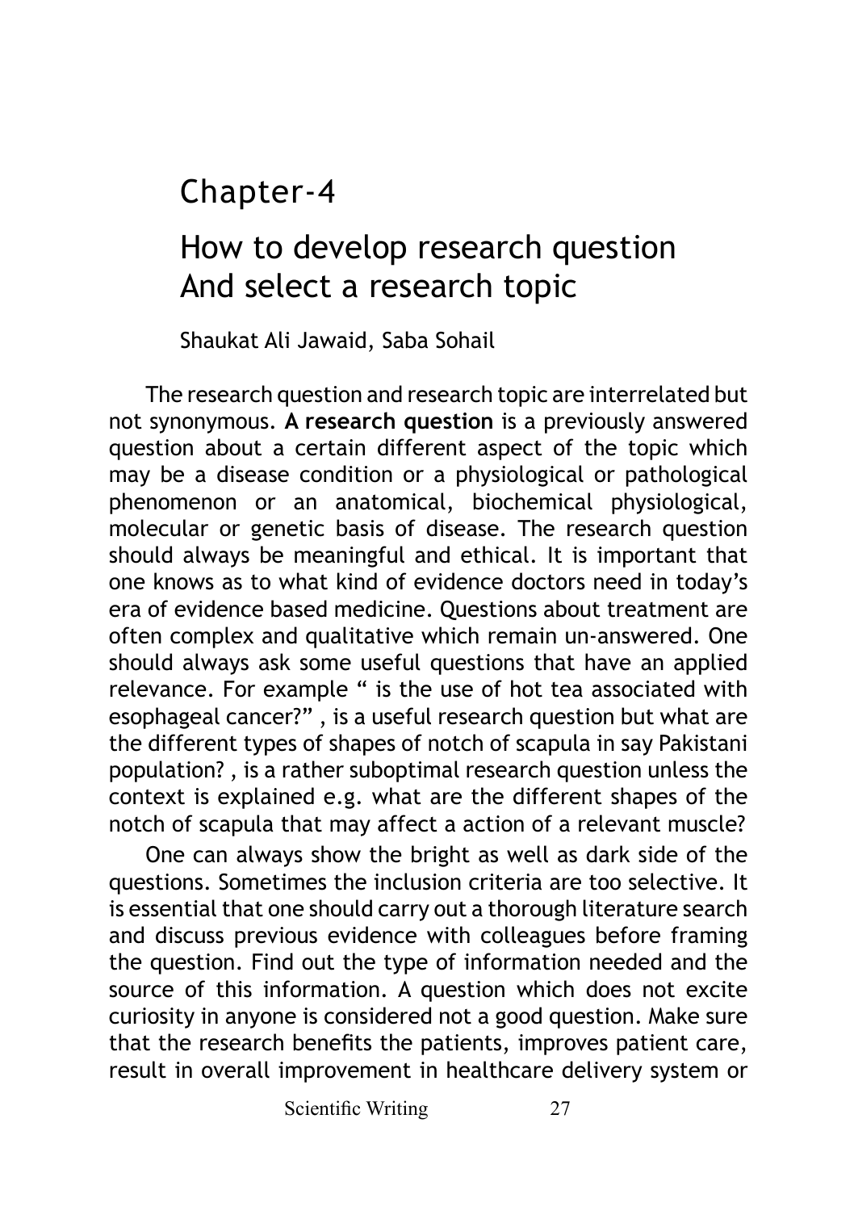# Chapter-4

## How to develop research question And select a research topic

Shaukat Ali Jawaid, Saba Sohail

The research question and research topic are interrelated but not synonymous. **A research question** is a previously answered question about a certain different aspect of the topic which may be a disease condition or a physiological or pathological phenomenon or an anatomical, biochemical physiological, molecular or genetic basis of disease. The research question should always be meaningful and ethical. It is important that one knows as to what kind of evidence doctors need in today's era of evidence based medicine. Questions about treatment are often complex and qualitative which remain un-answered. One should always ask some useful questions that have an applied relevance. For example " is the use of hot tea associated with esophageal cancer?" , is a useful research question but what are the different types of shapes of notch of scapula in say Pakistani population? , is a rather suboptimal research question unless the context is explained e.g. what are the different shapes of the notch of scapula that may affect a action of a relevant muscle?

One can always show the bright as well as dark side of the questions. Sometimes the inclusion criteria are too selective. It is essential that one should carry out a thorough literature search and discuss previous evidence with colleagues before framing the question. Find out the type of information needed and the source of this information. A question which does not excite curiosity in anyone is considered not a good question. Make sure that the research benefits the patients, improves patient care, result in overall improvement in healthcare delivery system or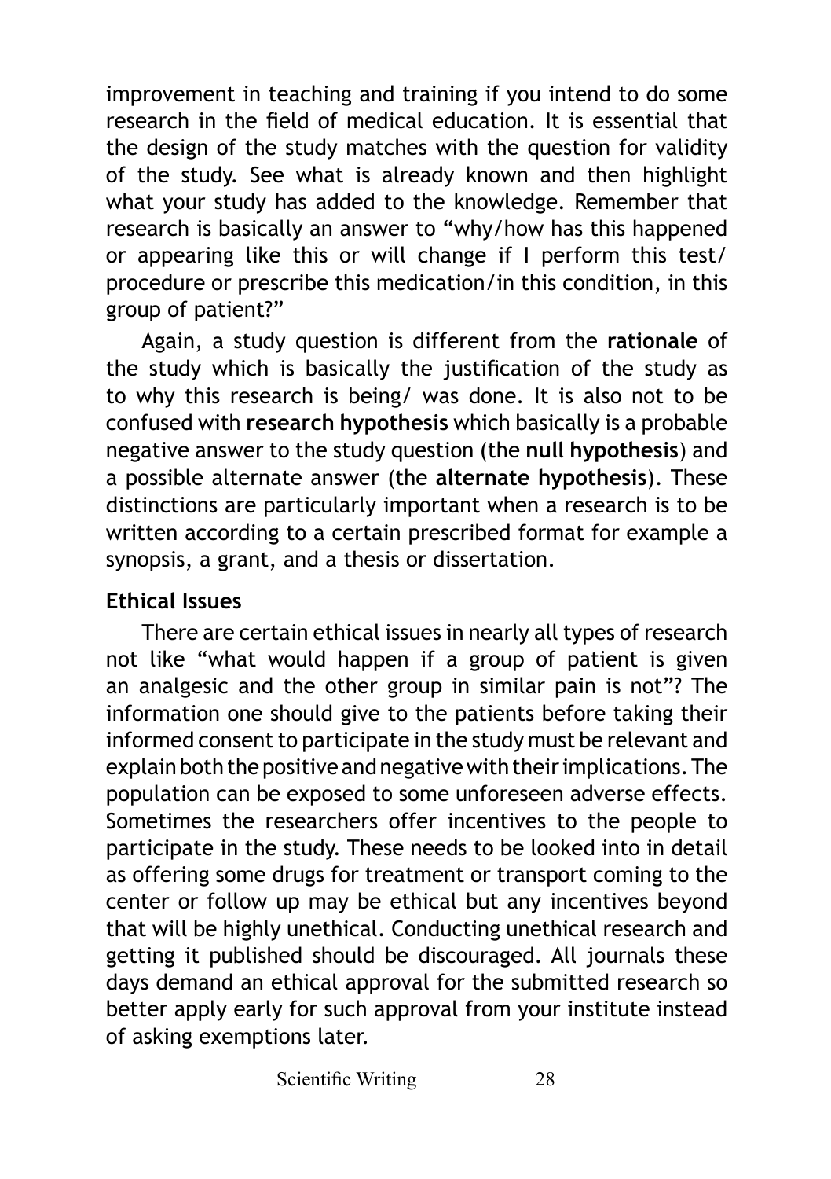improvement in teaching and training if you intend to do some research in the field of medical education. It is essential that the design of the study matches with the question for validity of the study. See what is already known and then highlight what your study has added to the knowledge. Remember that research is basically an answer to "why/how has this happened or appearing like this or will change if I perform this test/ procedure or prescribe this medication/in this condition, in this group of patient?"

Again, a study question is different from the **rationale** of the study which is basically the justification of the study as to why this research is being/ was done. It is also not to be confused with **research hypothesis** which basically is a probable negative answer to the study question (the **null hypothesis**) and a possible alternate answer (the **alternate hypothesis**). These distinctions are particularly important when a research is to be written according to a certain prescribed format for example a synopsis, a grant, and a thesis or dissertation.

## Ethical Issues

There are certain ethical issues in nearly all types of research not like "what would happen if a group of patient is given an analgesic and the other group in similar pain is not"? The information one should give to the patients before taking their informed consent to participate in the study must be relevant and explain both the positive and negative with their implications. The population can be exposed to some unforeseen adverse effects. Sometimes the researchers offer incentives to the people to participate in the study. These needs to be looked into in detail as offering some drugs for treatment or transport coming to the center or follow up may be ethical but any incentives beyond that will be highly unethical. Conducting unethical research and getting it published should be discouraged. All journals these days demand an ethical approval for the submitted research so better apply early for such approval from your institute instead of asking exemptions later.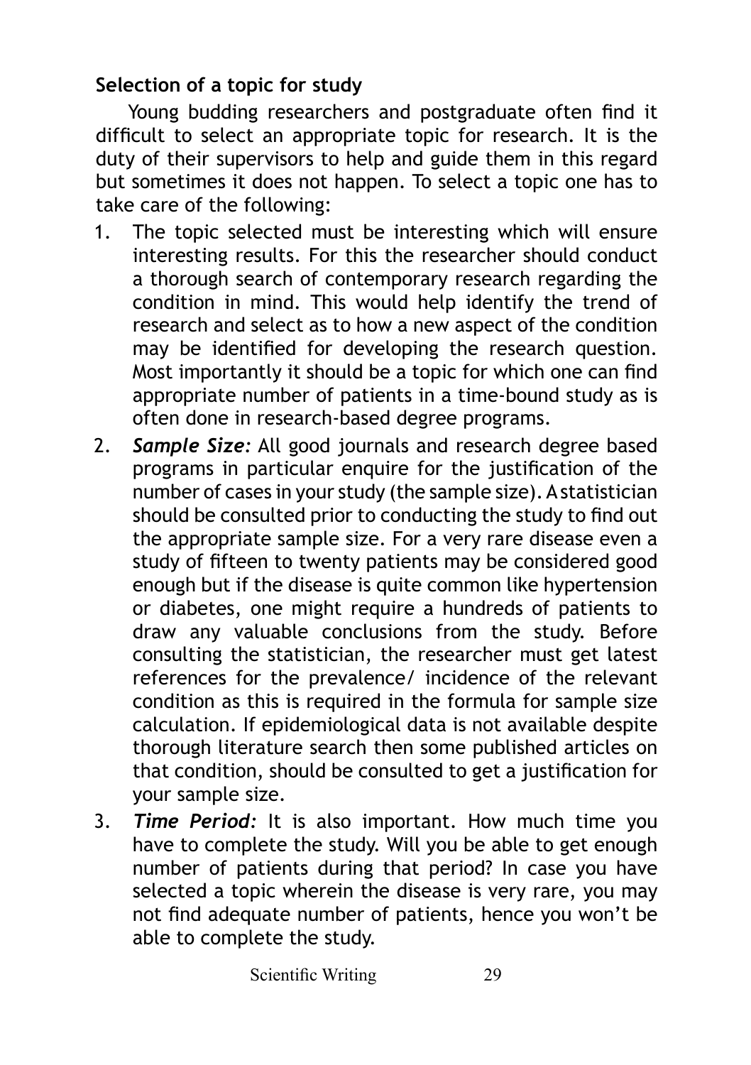### Selection of a topic for study

Young budding researchers and postgraduate often find it difficult to select an appropriate topic for research. It is the duty of their supervisors to help and guide them in this regard but sometimes it does not happen. To select a topic one has to take care of the following:

1. The topic selected must be interesting which will ensure interesting results. For this the researcher should conduct a thorough search of contemporary research regarding the condition in mind. This would help identify the trend of research and select as to how a new aspect of the condition may be identified for developing the research question. Most importantly it should be a topic for which one can find appropriate number of patients in a time-bound study as is often done in research-based degree programs.
2. ***Sample Size:*** All good journals and research degree based programs in particular enquire for the justification of the number of cases in your study (the sample size). A statistician should be consulted prior to conducting the study to find out the appropriate sample size. For a very rare disease even a study of fifteen to twenty patients may be considered good enough but if the disease is quite common like hypertension or diabetes, one might require a hundreds of patients to draw any valuable conclusions from the study. Before consulting the statistician, the researcher must get latest references for the prevalence/ incidence of the relevant condition as this is required in the formula for sample size calculation. If epidemiological data is not available despite thorough literature search then some published articles on that condition, should be consulted to get a justification for your sample size.
3. ***Time Period:*** It is also important. How much time you have to complete the study. Will you be able to get enough number of patients during that period? In case you have selected a topic wherein the disease is very rare, you may not find adequate number of patients, hence you won't be able to complete the study.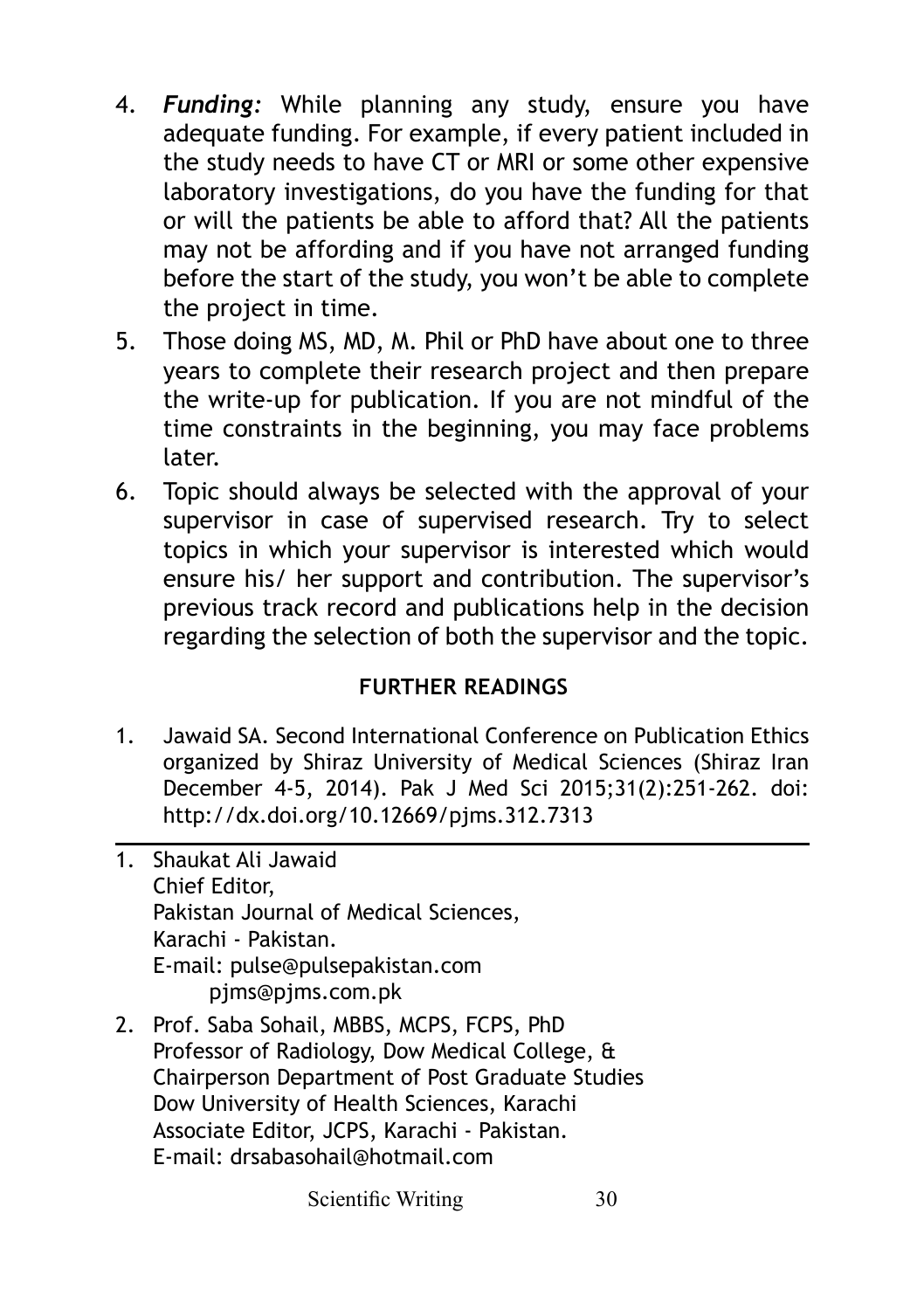4. ***Funding:*** While planning any study, ensure you have adequate funding. For example, if every patient included in the study needs to have CT or MRI or some other expensive laboratory investigations, do you have the funding for that or will the patients be able to afford that? All the patients may not be affording and if you have not arranged funding before the start of the study, you won't be able to complete the project in time.
5. Those doing MS, MD, M. Phil or PhD have about one to three years to complete their research project and then prepare the write-up for publication. If you are not mindful of the time constraints in the beginning, you may face problems later.
6. Topic should always be selected with the approval of your supervisor in case of supervised research. Try to select topics in which your supervisor is interested which would ensure his/ her support and contribution. The supervisor's previous track record and publications help in the decision regarding the selection of both the supervisor and the topic.

## FURTHER READINGS

1. Jawaid SA. Second International Conference on Publication Ethics organized by Shiraz University of Medical Sciences (Shiraz Iran December 4-5, 2014). Pak J Med Sci 2015;31(2):251-262. doi: http://dx.doi.org/10.12669/pjms.312.7313

---

1. Shaukat Ali Jawaid
   Chief Editor,
   Pakistan Journal of Medical Sciences,
   Karachi - Pakistan.
   E-mail: pulse@pulsepakistan.com
   pjms@pjms.com.pk
2. Prof. Saba Sohail, MBBS, MCPS, FCPS, PhD
   Professor of Radiology, Dow Medical College, &
   Chairperson Department of Post Graduate Studies
   Dow University of Health Sciences, Karachi
   Associate Editor, JCPS, Karachi - Pakistan.
   E-mail: drsabasohail@hotmail.com